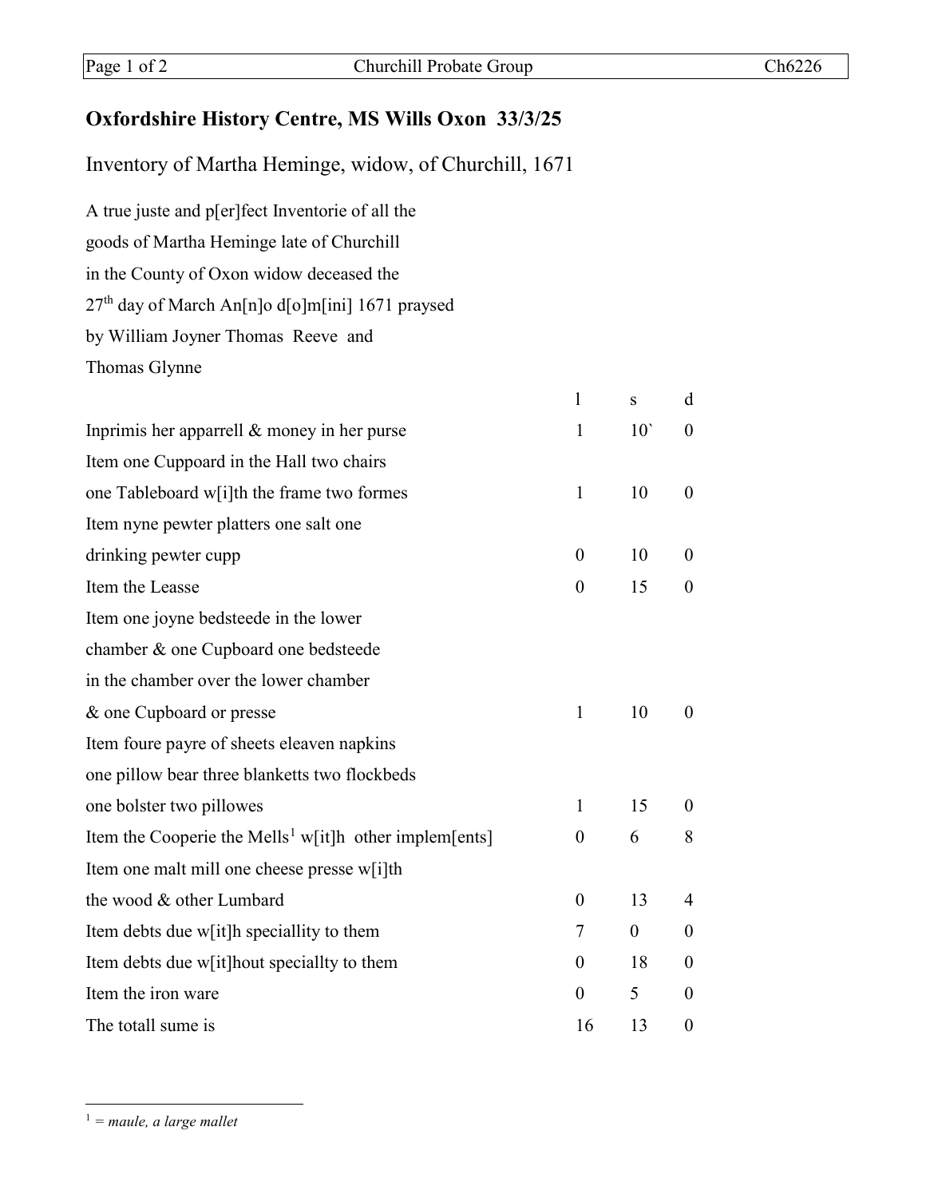# Oxfordshire History Centre, MS Wills Oxon 33/3/25

Inventory of Martha Heminge, widow, of Churchill, 1671

A true juste and p[er]fect Inventorie of all the
goods of Martha Heminge late of Churchill
in the County of Oxon widow deceased the
27th day of March An[n]o d[o]m[ini] 1671 praysed
by William Joyner Thomas Reeve and
Thomas Glynne

| | l | s | d |
|---|---|---|---|
| Inprimis her apparrell & money in her purse | 1 | 10` | 0 |
| Item one Cuppoard in the Hall two chairs one Tableboard w[i]th the frame two formes | 1 | 10 | 0 |
| Item nyne pewter platters one salt one drinking pewter cupp | 0 | 10 | 0 |
| Item the Leasse | 0 | 15 | 0 |
| Item one joyne bedsteede in the lower chamber & one Cupboard one bedsteede in the chamber over the lower chamber & one Cupboard or presse | 1 | 10 | 0 |
| Item foure payre of sheets eleaven napkins one pillow bear three blanketts two flockbeds one bolster two pillowes | 1 | 15 | 0 |
| Item the Cooperie the Mells[1] w[it]h other implem[ents] | 0 | 6 | 8 |
| Item one malt mill one cheese presse w[i]th the wood & other Lumbard | 0 | 13 | 4 |
| Item debts due w[it]h speciallity to them | 7 | 0 | 0 |
| Item debts due w[it]hout speciallty to them | 0 | 18 | 0 |
| Item the iron ware | 0 | 5 | 0 |
| The totall sume is | 16 | 13 | 0 |

[1] *= maule, a large mallet*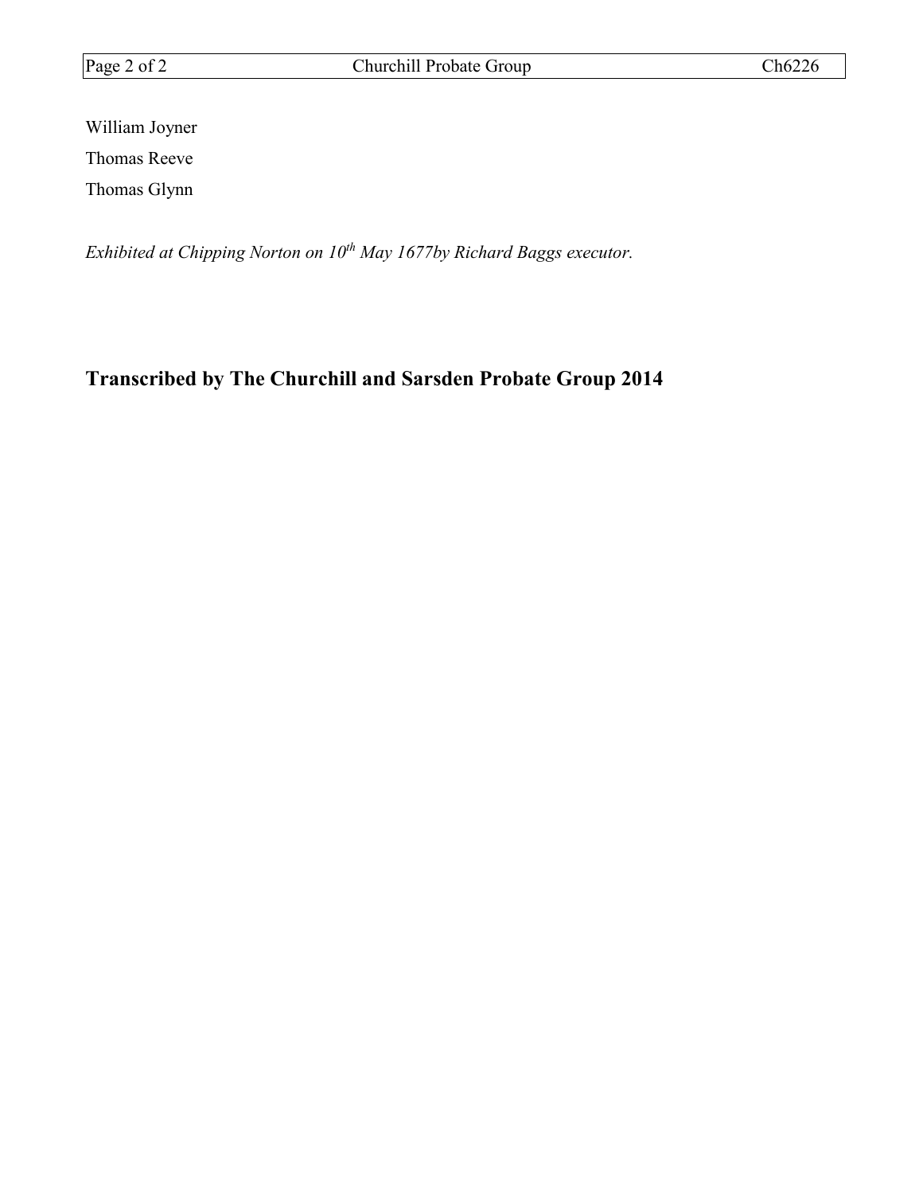William Joyner

Thomas Reeve

Thomas Glynn

*Exhibited at Chipping Norton on 10th May 1677by Richard Baggs executor.*

**Transcribed by The Churchill and Sarsden Probate Group 2014**